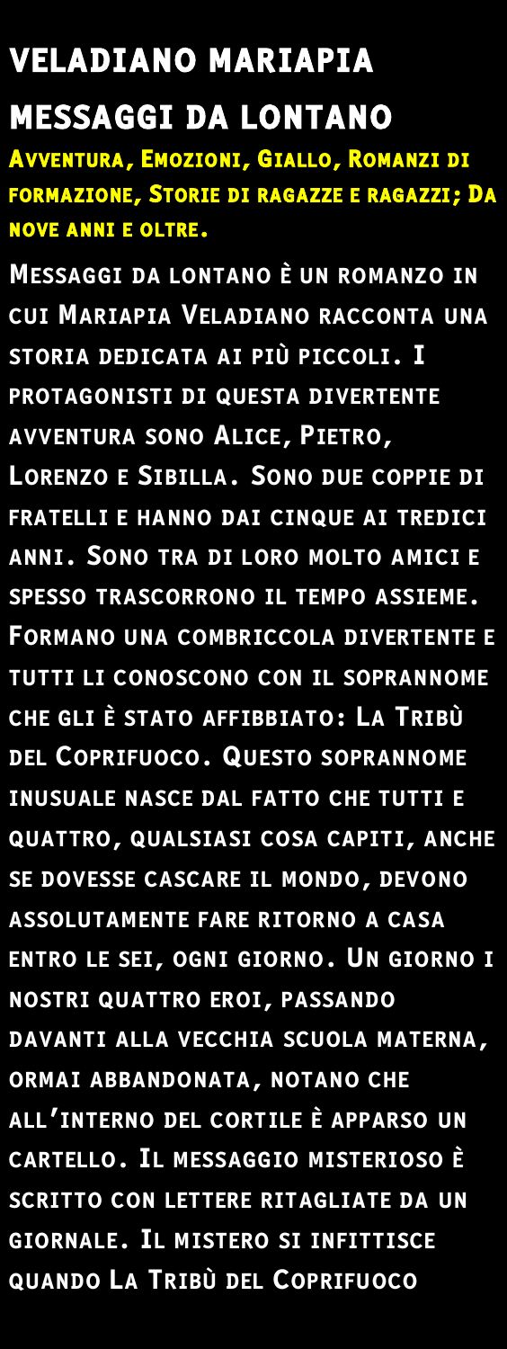# VELADIANO MARIAPIA

## MESSAGGI DA LONTANO

**Avventura, Emozioni, Giallo, Romanzi di formazione, Storie di ragazze e ragazzi; Da nove anni e oltre.**

**Messaggi da lontano è un romanzo in cui Mariapia Veladiano racconta una storia dedicata ai più piccoli. I protagonisti di questa divertente avventura sono Alice, Pietro, Lorenzo e Sibilla. Sono due coppie di fratelli e hanno dai cinque ai tredici anni. Sono tra di loro molto amici e spesso trascorrono il tempo assieme. Formano una combriccola divertente e tutti li conoscono con il soprannome che gli è stato affibbiato: La Tribù del Coprifuoco. Questo soprannome inusuale nasce dal fatto che tutti e quattro, qualsiasi cosa capiti, anche se dovesse cascare il mondo, devono assolutamente fare ritorno a casa entro le sei, ogni giorno. Un giorno i nostri quattro eroi, passando davanti alla vecchia scuola materna, ormai abbandonata, notano che all'interno del cortile è apparso un cartello. Il messaggio misterioso è scritto con lettere ritagliate da un giornale. Il mistero si infittisce quando La Tribù del Coprifuoco**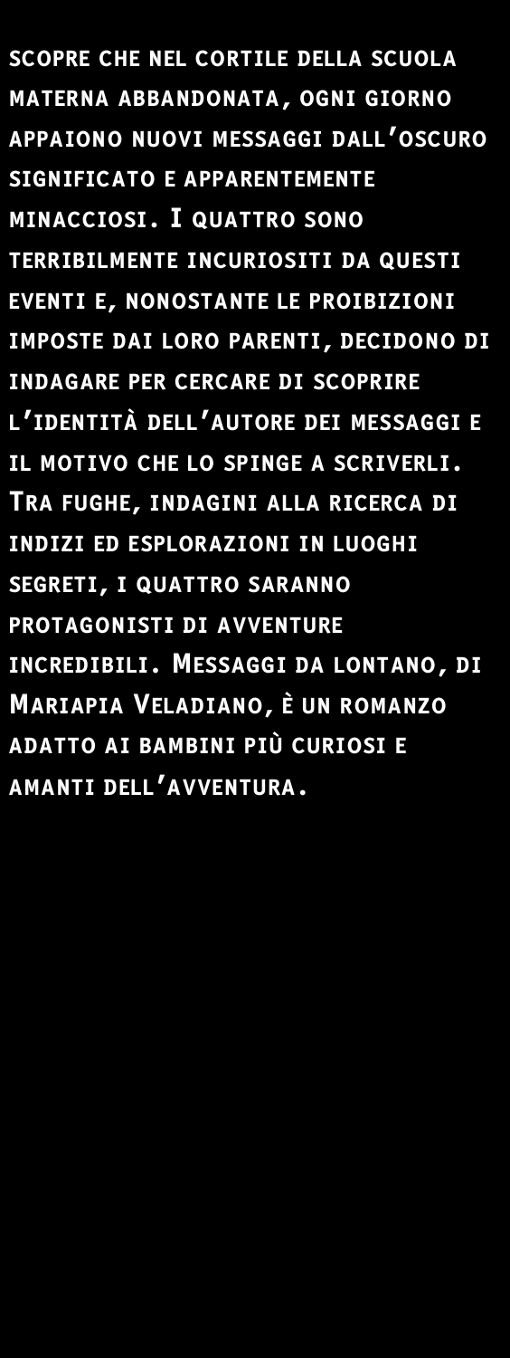scopre che nel cortile della scuola materna abbandonata, ogni giorno appaiono nuovi messaggi dall'oscuro significato e apparentemente minacciosi. I quattro sono terribilmente incuriositi da questi eventi e, nonostante le proibizioni imposte dai loro parenti, decidono di indagare per cercare di scoprire l'identità dell'autore dei messaggi e il motivo che lo spinge a scriverli. Tra fughe, indagini alla ricerca di indizi ed esplorazioni in luoghi segreti, i quattro saranno protagonisti di avventure incredibili. Messaggi da lontano, di Mariapia Veladiano, è un romanzo adatto ai bambini più curiosi e amanti dell'avventura.